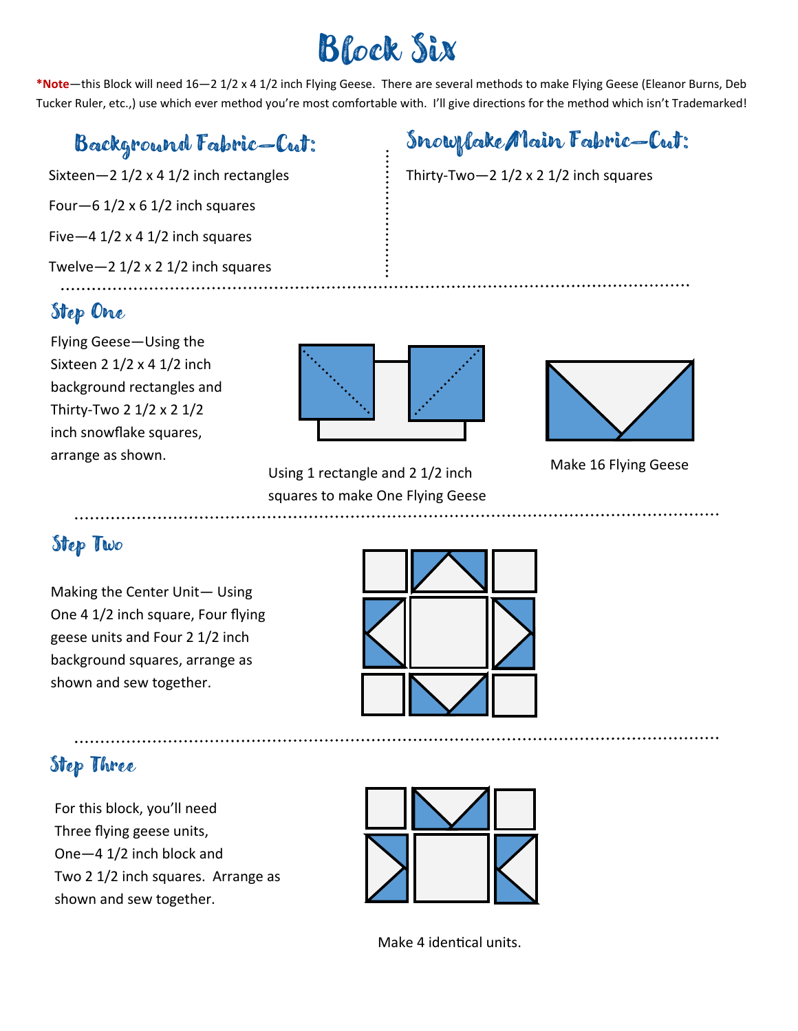# Block Six

***Note**—this Block will need 16—2 1/2 x 4 1/2 inch Flying Geese. There are several methods to make Flying Geese (Eleanor Burns, Deb Tucker Ruler, etc.,) use which ever method you're most comfortable with. I'll give directions for the method which isn't Trademarked!

## Background Fabric—Cut:

Sixteen—2 1/2 x 4 1/2 inch rectangles

Four—6 1/2 x 6 1/2 inch squares

Five—4 1/2 x 4 1/2 inch squares

Twelve—2 1/2 x 2 1/2 inch squares

## Snowflake Main Fabric—Cut:

Thirty-Two—2 1/2 x 2 1/2 inch squares

## Step One

Flying Geese—Using the Sixteen 2 1/2 x 4 1/2 inch background rectangles and Thirty-Two 2 1/2 x 2 1/2 inch snowflake squares, arrange as shown.

Using 1 rectangle and 2 1/2 inch squares to make One Flying Geese

Make 16 Flying Geese

## Step Two

Making the Center Unit— Using One 4 1/2 inch square, Four flying geese units and Four 2 1/2 inch background squares, arrange as shown and sew together.

## Step Three

For this block, you'll need Three flying geese units, One—4 1/2 inch block and Two 2 1/2 inch squares. Arrange as shown and sew together.

Make 4 identical units.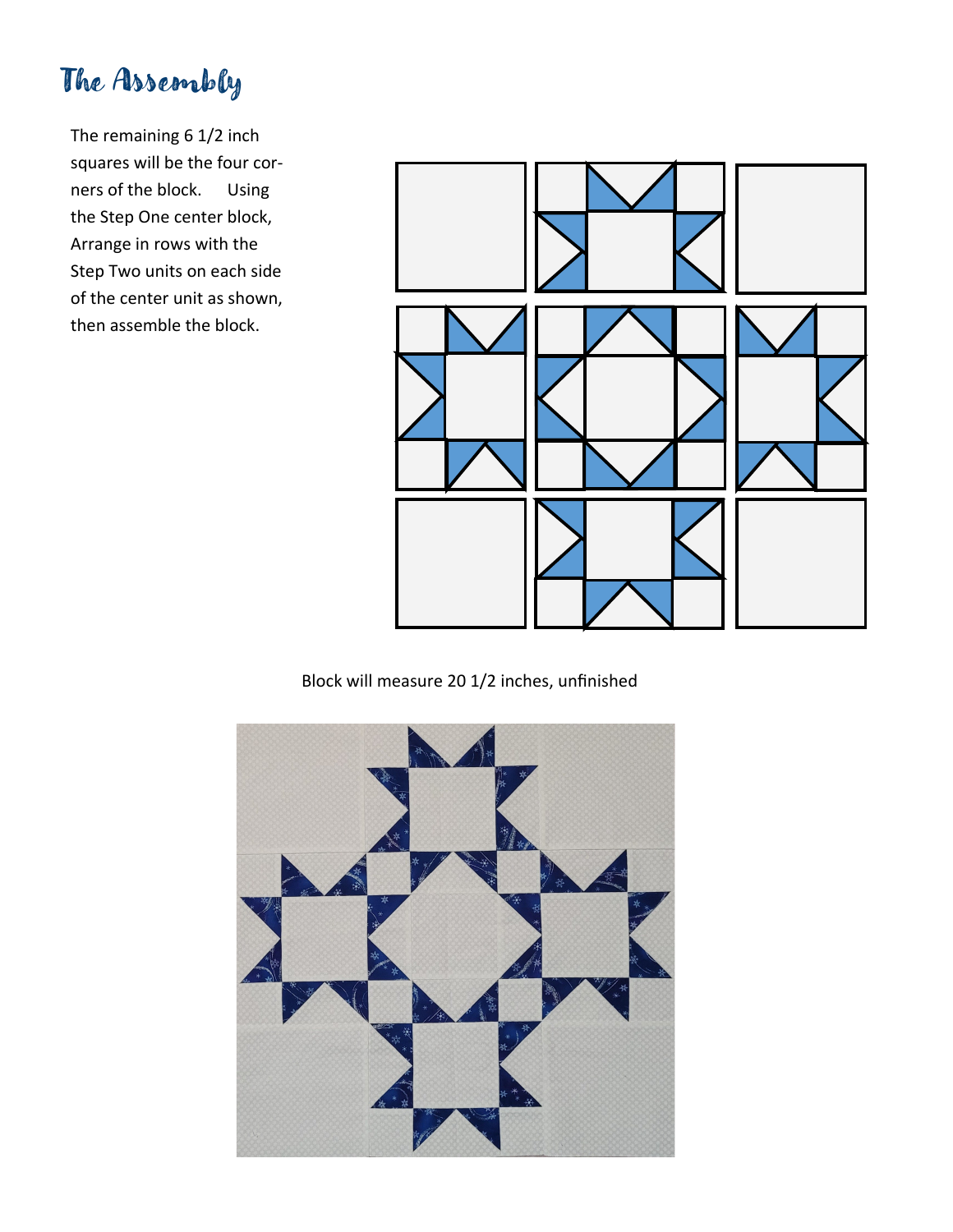## The Assembly

The remaining 6 1/2 inch squares will be the four corners of the block. Using the Step One center block, Arrange in rows with the Step Two units on each side of the center unit as shown, then assemble the block.

Block will measure 20 1/2 inches, unfinished